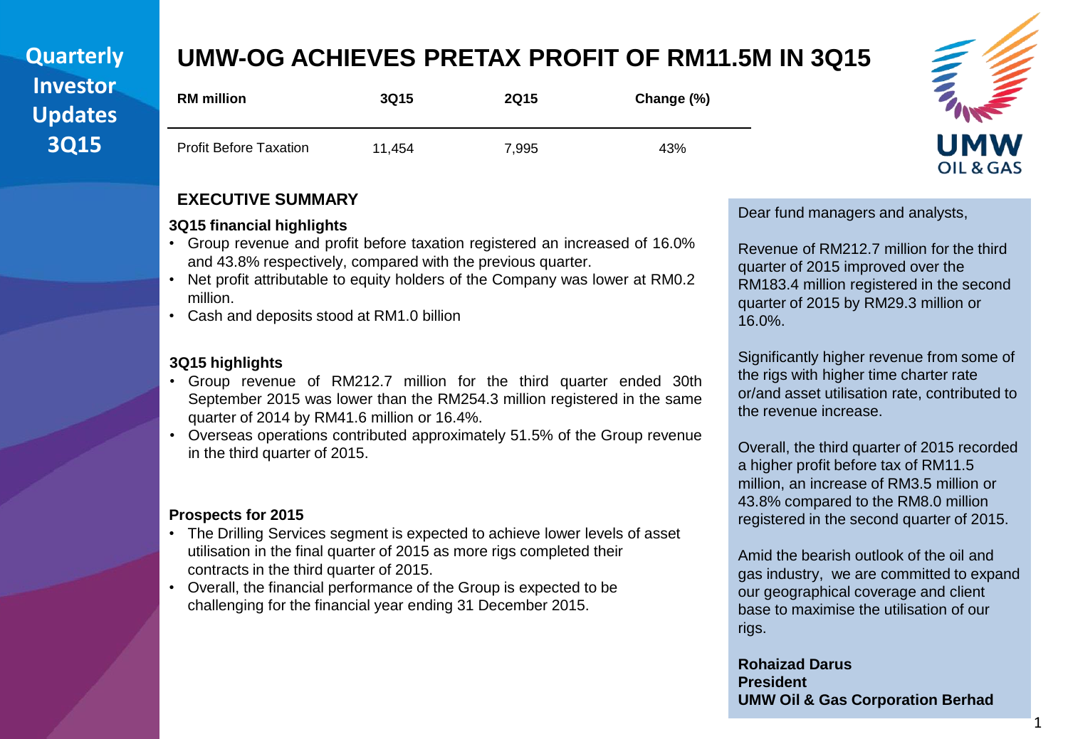Quarterly Investor Updates 3Q15

# UMW-OG ACHIEVES PRETAX PROFIT OF RM11.5M IN 3Q15

| RM million | 3Q15 | 2Q15 | Change (%) |
|---|---|---|---|
| Profit Before Taxation | 11,454 | 7,995 | 43% |

UMW OIL & GAS

## EXECUTIVE SUMMARY

### 3Q15 financial highlights

- Group revenue and profit before taxation registered an increased of 16.0% and 43.8% respectively, compared with the previous quarter.
- Net profit attributable to equity holders of the Company was lower at RM0.2 million.
- Cash and deposits stood at RM1.0 billion

### 3Q15 highlights

- Group revenue of RM212.7 million for the third quarter ended 30th September 2015 was lower than the RM254.3 million registered in the same quarter of 2014 by RM41.6 million or 16.4%.
- Overseas operations contributed approximately 51.5% of the Group revenue in the third quarter of 2015.

### Prospects for 2015

- The Drilling Services segment is expected to achieve lower levels of asset utilisation in the final quarter of 2015 as more rigs completed their contracts in the third quarter of 2015.
- Overall, the financial performance of the Group is expected to be challenging for the financial year ending 31 December 2015.

Dear fund managers and analysts,

Revenue of RM212.7 million for the third quarter of 2015 improved over the RM183.4 million registered in the second quarter of 2015 by RM29.3 million or 16.0%.

Significantly higher revenue from some of the rigs with higher time charter rate or/and asset utilisation rate, contributed to the revenue increase.

Overall, the third quarter of 2015 recorded a higher profit before tax of RM11.5 million, an increase of RM3.5 million or 43.8% compared to the RM8.0 million registered in the second quarter of 2015.

Amid the bearish outlook of the oil and gas industry, we are committed to expand our geographical coverage and client base to maximise the utilisation of our rigs.

**Rohaizad Darus**
**President**
**UMW Oil & Gas Corporation Berhad**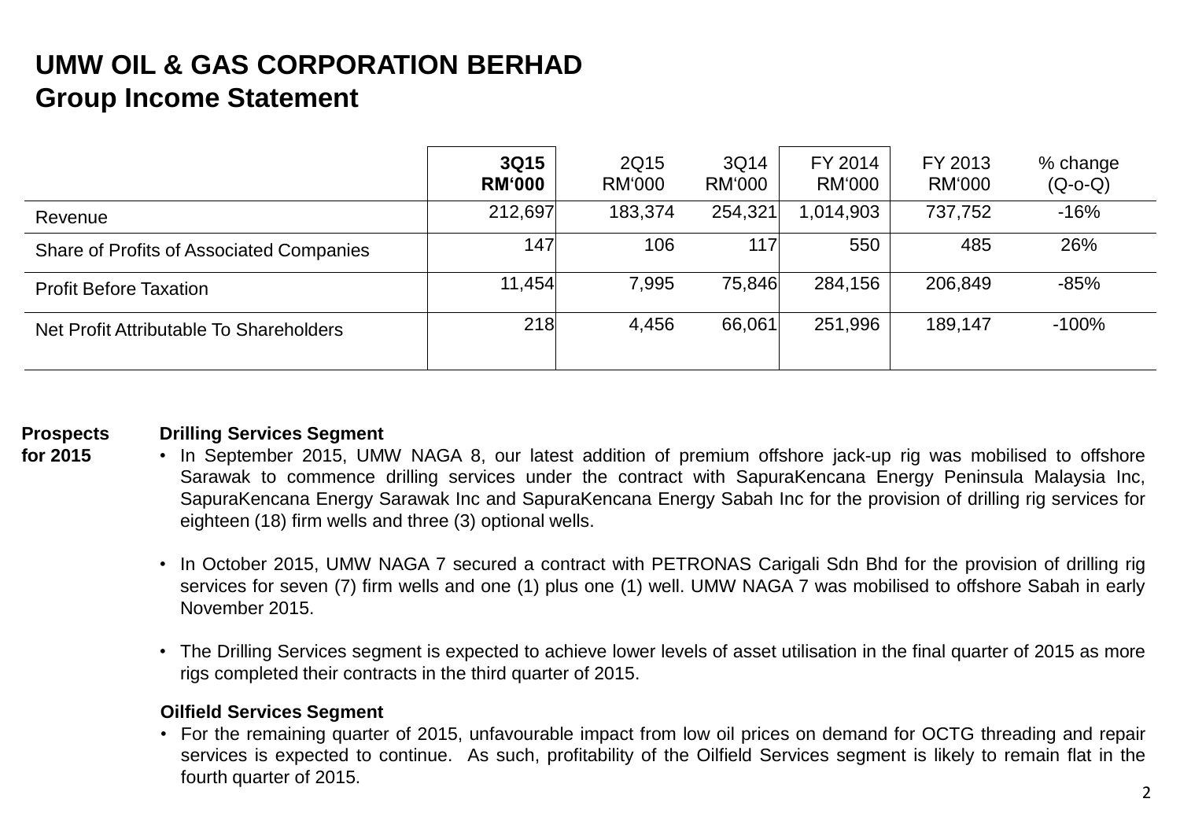# UMW OIL & GAS CORPORATION BERHAD
## Group Income Statement

| | **3Q15 RM'000** | 2Q15 RM'000 | 3Q14 RM'000 | FY 2014 RM'000 | FY 2013 RM'000 | % change (Q-o-Q) |
|---|---|---|---|---|---|---|
| Revenue | 212,697 | 183,374 | 254,321 | 1,014,903 | 737,752 | -16% |
| Share of Profits of Associated Companies | 147 | 106 | 117 | 550 | 485 | 26% |
| Profit Before Taxation | 11,454 | 7,995 | 75,846 | 284,156 | 206,849 | -85% |
| Net Profit Attributable To Shareholders | 218 | 4,456 | 66,061 | 251,996 | 189,147 | -100% |

**Prospects for 2015**

**Drilling Services Segment**

- In September 2015, UMW NAGA 8, our latest addition of premium offshore jack-up rig was mobilised to offshore Sarawak to commence drilling services under the contract with SapuraKencana Energy Peninsula Malaysia Inc, SapuraKencana Energy Sarawak Inc and SapuraKencana Energy Sabah Inc for the provision of drilling rig services for eighteen (18) firm wells and three (3) optional wells.

- In October 2015, UMW NAGA 7 secured a contract with PETRONAS Carigali Sdn Bhd for the provision of drilling rig services for seven (7) firm wells and one (1) plus one (1) well. UMW NAGA 7 was mobilised to offshore Sabah in early November 2015.

- The Drilling Services segment is expected to achieve lower levels of asset utilisation in the final quarter of 2015 as more rigs completed their contracts in the third quarter of 2015.

**Oilfield Services Segment**

- For the remaining quarter of 2015, unfavourable impact from low oil prices on demand for OCTG threading and repair services is expected to continue. As such, profitability of the Oilfield Services segment is likely to remain flat in the fourth quarter of 2015.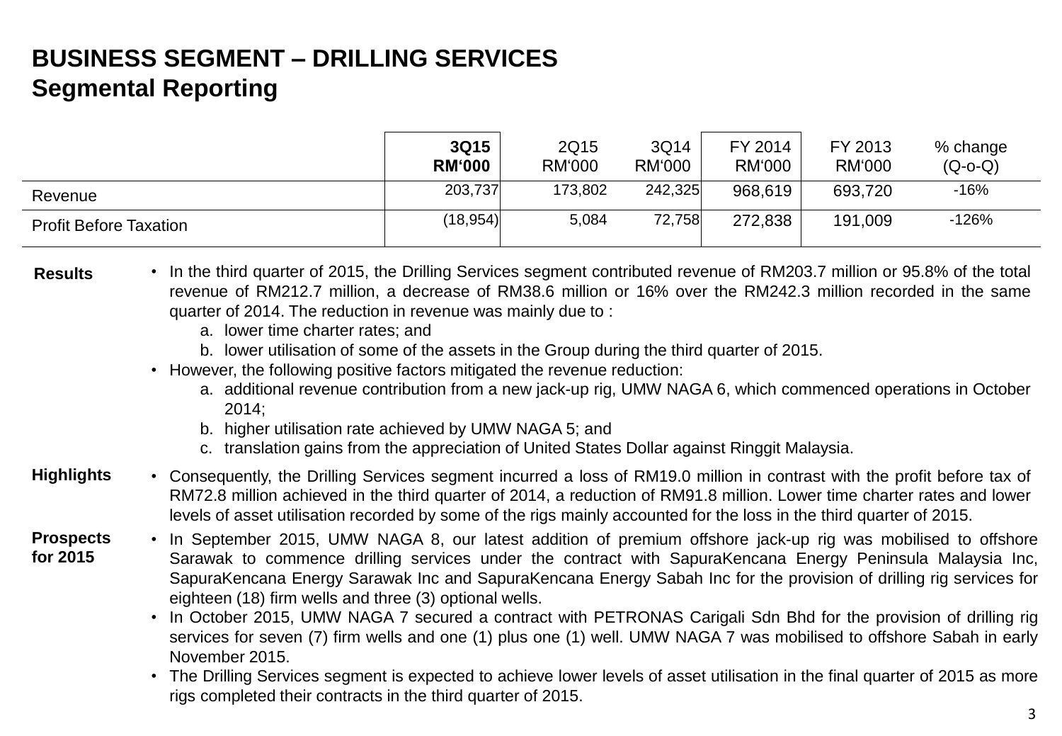# BUSINESS SEGMENT – DRILLING SERVICES

## Segmental Reporting

| | **3Q15 RM'000** | 2Q15 RM'000 | 3Q14 RM'000 | FY 2014 RM'000 | FY 2013 RM'000 | % change (Q-o-Q) |
|---|---|---|---|---|---|---|
| Revenue | 203,737 | 173,802 | 242,325 | 968,619 | 693,720 | -16% |
| Profit Before Taxation | (18,954) | 5,084 | 72,758 | 272,838 | 191,009 | -126% |

**Results**

- In the third quarter of 2015, the Drilling Services segment contributed revenue of RM203.7 million or 95.8% of the total revenue of RM212.7 million, a decrease of RM38.6 million or 16% over the RM242.3 million recorded in the same quarter of 2014. The reduction in revenue was mainly due to :
  - a. lower time charter rates; and
  - b. lower utilisation of some of the assets in the Group during the third quarter of 2015.
- However, the following positive factors mitigated the revenue reduction:
  - a. additional revenue contribution from a new jack-up rig, UMW NAGA 6, which commenced operations in October 2014;
  - b. higher utilisation rate achieved by UMW NAGA 5; and
  - c. translation gains from the appreciation of United States Dollar against Ringgit Malaysia.

**Highlights**

- Consequently, the Drilling Services segment incurred a loss of RM19.0 million in contrast with the profit before tax of RM72.8 million achieved in the third quarter of 2014, a reduction of RM91.8 million. Lower time charter rates and lower levels of asset utilisation recorded by some of the rigs mainly accounted for the loss in the third quarter of 2015.

**Prospects for 2015**

- In September 2015, UMW NAGA 8, our latest addition of premium offshore jack-up rig was mobilised to offshore Sarawak to commence drilling services under the contract with SapuraKencana Energy Peninsula Malaysia Inc, SapuraKencana Energy Sarawak Inc and SapuraKencana Energy Sabah Inc for the provision of drilling rig services for eighteen (18) firm wells and three (3) optional wells.
- In October 2015, UMW NAGA 7 secured a contract with PETRONAS Carigali Sdn Bhd for the provision of drilling rig services for seven (7) firm wells and one (1) plus one (1) well. UMW NAGA 7 was mobilised to offshore Sabah in early November 2015.
- The Drilling Services segment is expected to achieve lower levels of asset utilisation in the final quarter of 2015 as more rigs completed their contracts in the third quarter of 2015.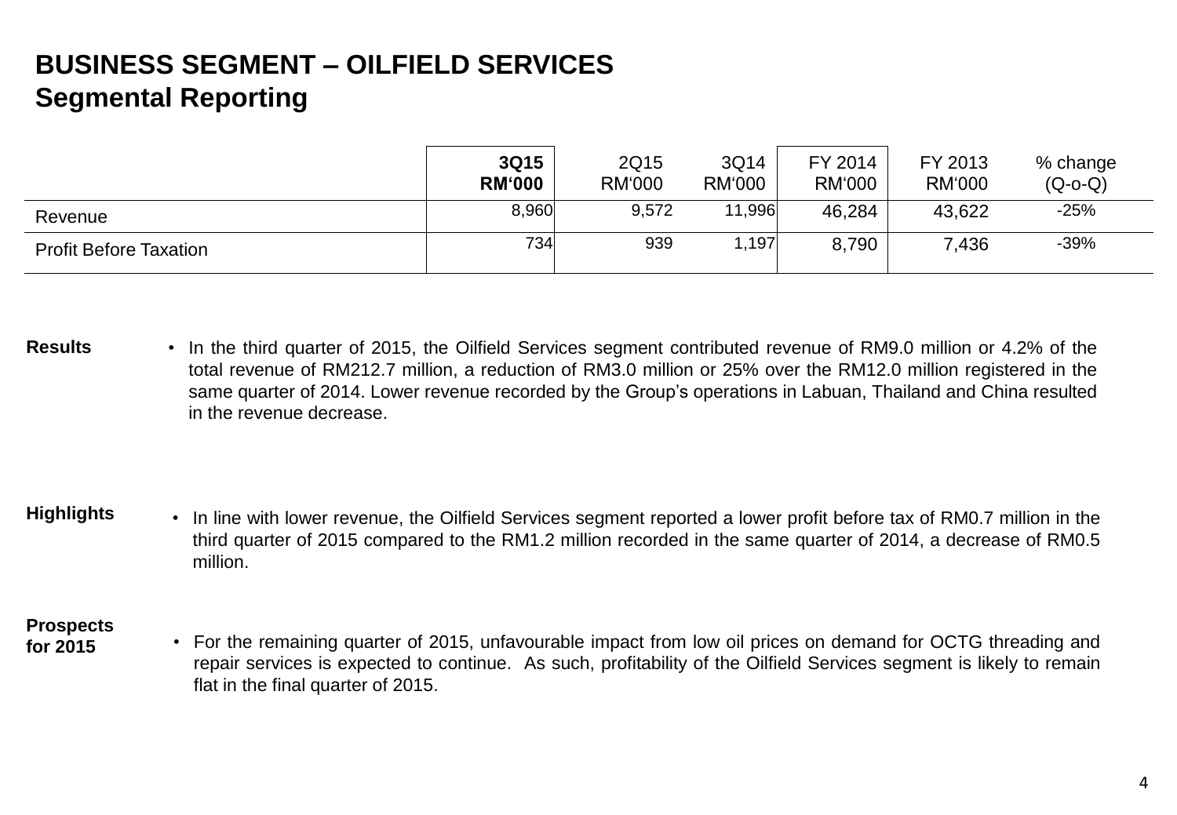# BUSINESS SEGMENT – OILFIELD SERVICES
## Segmental Reporting

| | **3Q15 RM'000** | 2Q15 RM'000 | 3Q14 RM'000 | FY 2014 RM'000 | FY 2013 RM'000 | % change (Q-o-Q) |
|---|---|---|---|---|---|---|
| Revenue | 8,960 | 9,572 | 11,996 | 46,284 | 43,622 | -25% |
| Profit Before Taxation | 734 | 939 | 1,197 | 8,790 | 7,436 | -39% |

**Results**

- In the third quarter of 2015, the Oilfield Services segment contributed revenue of RM9.0 million or 4.2% of the total revenue of RM212.7 million, a reduction of RM3.0 million or 25% over the RM12.0 million registered in the same quarter of 2014. Lower revenue recorded by the Group's operations in Labuan, Thailand and China resulted in the revenue decrease.

**Highlights**

- In line with lower revenue, the Oilfield Services segment reported a lower profit before tax of RM0.7 million in the third quarter of 2015 compared to the RM1.2 million recorded in the same quarter of 2014, a decrease of RM0.5 million.

**Prospects for 2015**

- For the remaining quarter of 2015, unfavourable impact from low oil prices on demand for OCTG threading and repair services is expected to continue. As such, profitability of the Oilfield Services segment is likely to remain flat in the final quarter of 2015.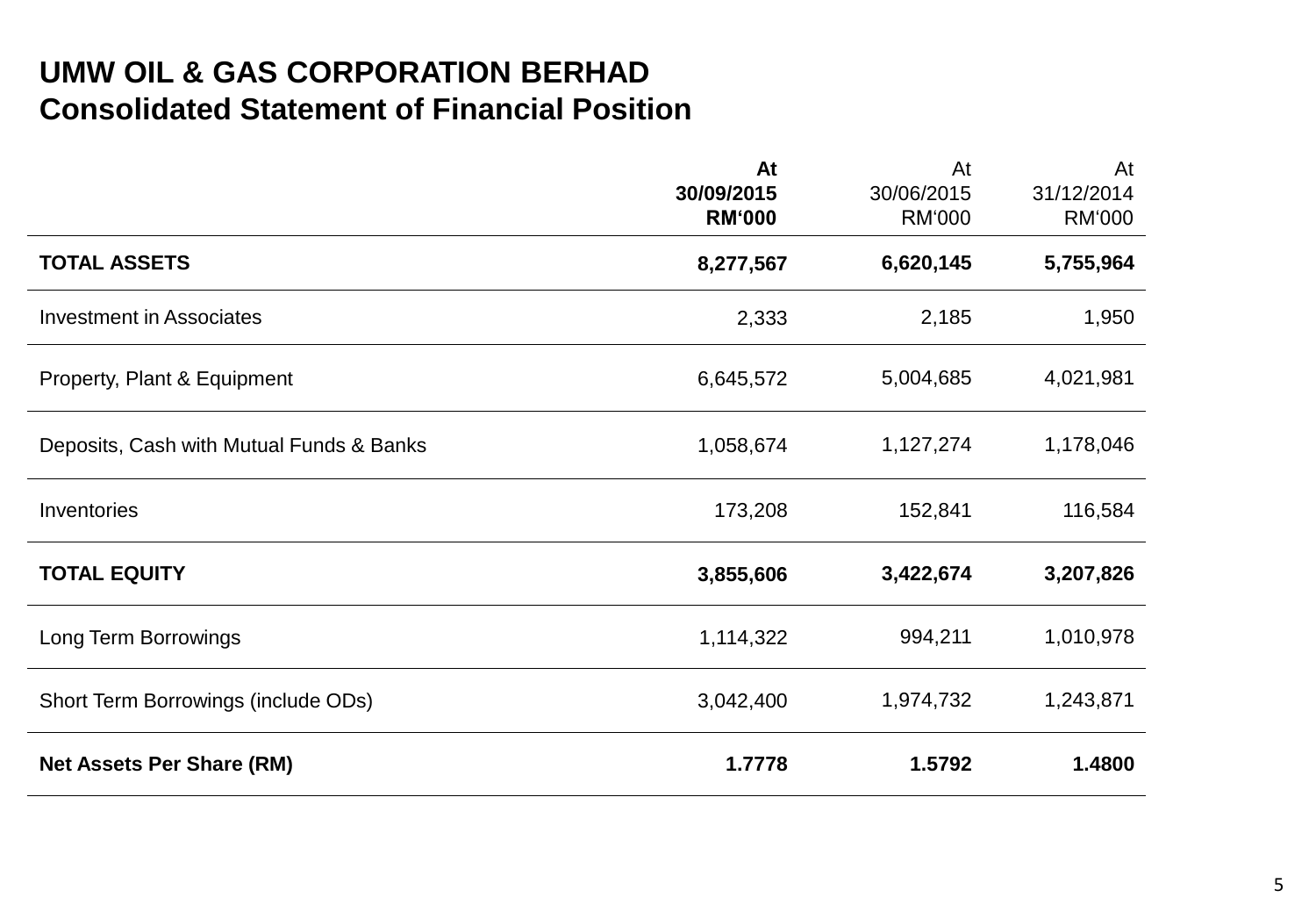# UMW OIL & GAS CORPORATION BERHAD

## Consolidated Statement of Financial Position

| | **At 30/09/2015 RM'000** | At 30/06/2015 RM'000 | At 31/12/2014 RM'000 |
|---|---|---|---|
| **TOTAL ASSETS** | **8,277,567** | **6,620,145** | **5,755,964** |
| Investment in Associates | 2,333 | 2,185 | 1,950 |
| Property, Plant & Equipment | 6,645,572 | 5,004,685 | 4,021,981 |
| Deposits, Cash with Mutual Funds & Banks | 1,058,674 | 1,127,274 | 1,178,046 |
| Inventories | 173,208 | 152,841 | 116,584 |
| **TOTAL EQUITY** | **3,855,606** | **3,422,674** | **3,207,826** |
| Long Term Borrowings | 1,114,322 | 994,211 | 1,010,978 |
| Short Term Borrowings (include ODs) | 3,042,400 | 1,974,732 | 1,243,871 |
| **Net Assets Per Share (RM)** | **1.7778** | **1.5792** | **1.4800** |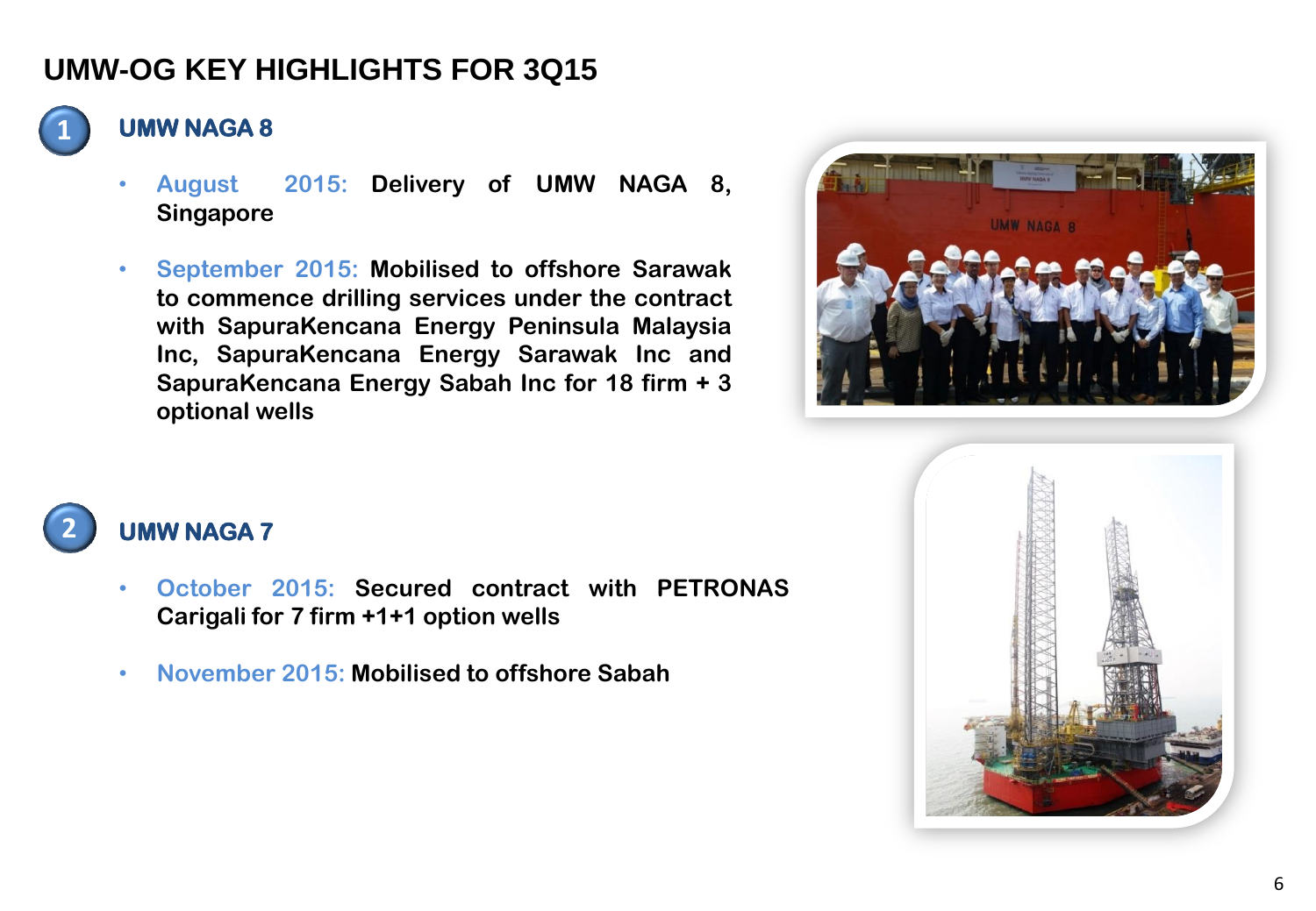# UMW-OG KEY HIGHLIGHTS FOR 3Q15

## 1 UMW NAGA 8

- August 2015: **Delivery of UMW NAGA 8, Singapore**
- September 2015: **Mobilised to offshore Sarawak to commence drilling services under the contract with SapuraKencana Energy Peninsula Malaysia Inc, SapuraKencana Energy Sarawak Inc and SapuraKencana Energy Sabah Inc for 18 firm + 3 optional wells**

## 2 UMW NAGA 7

- October 2015: **Secured contract with PETRONAS Carigali for 7 firm +1+1 option wells**
- November 2015: **Mobilised to offshore Sabah**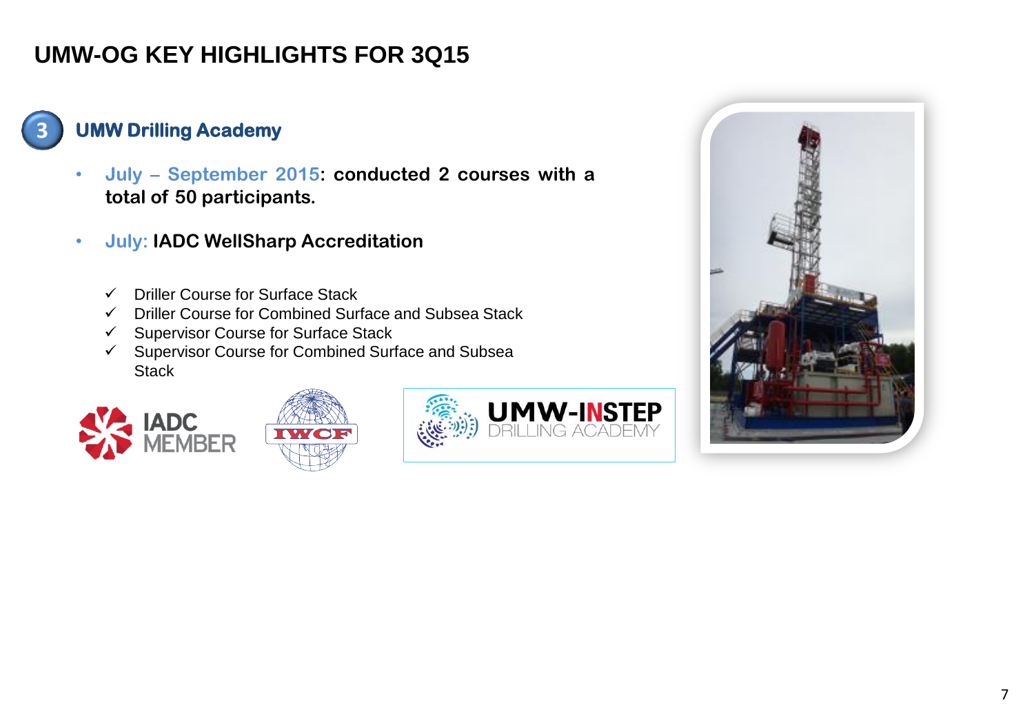# UMW-OG KEY HIGHLIGHTS FOR 3Q15

## 3 UMW Drilling Academy

- **July – September 2015: conducted 2 courses with a total of 50 participants.**
- **July: IADC WellSharp Accreditation**
  - ✓ Driller Course for Surface Stack
  - ✓ Driller Course for Combined Surface and Subsea Stack
  - ✓ Supervisor Course for Surface Stack
  - ✓ Supervisor Course for Combined Surface and Subsea Stack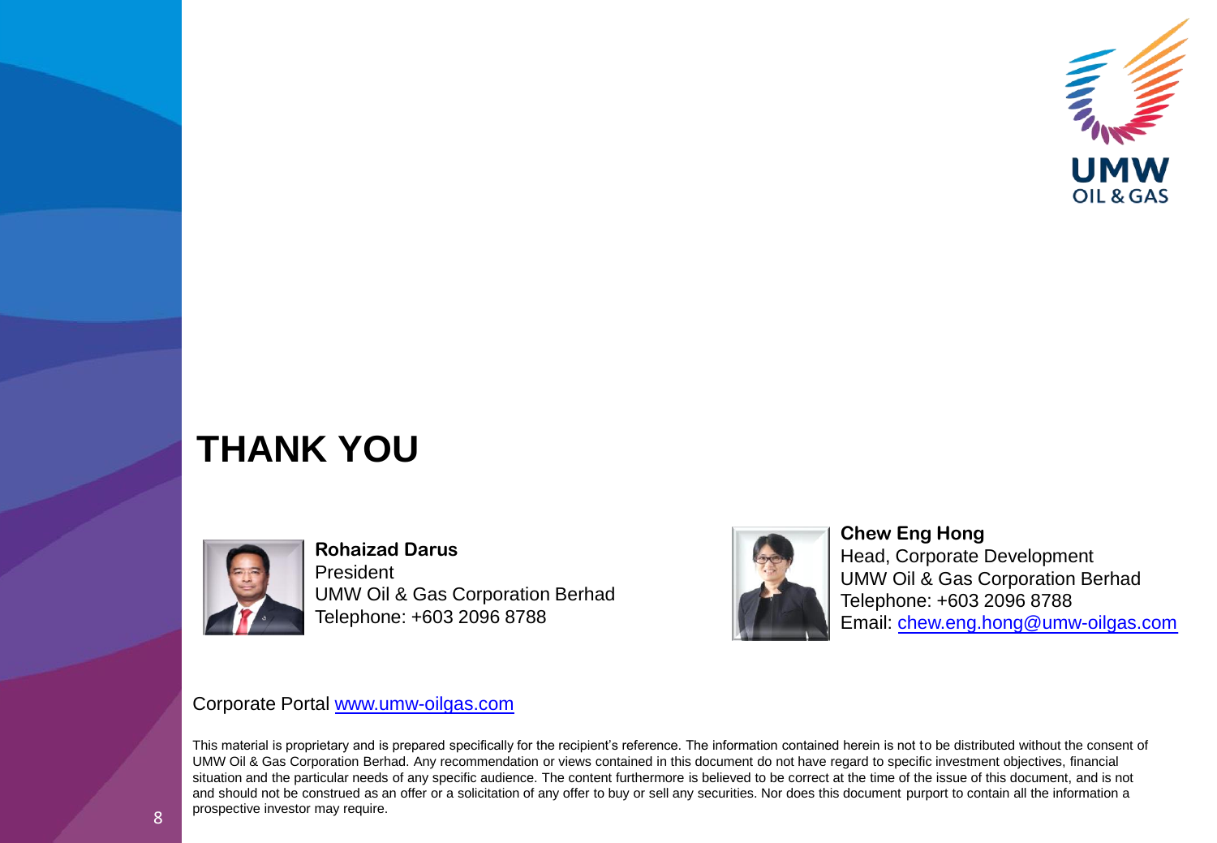# THANK YOU

**Rohaizad Darus**
President
UMW Oil & Gas Corporation Berhad
Telephone: +603 2096 8788

**Chew Eng Hong**
Head, Corporate Development
UMW Oil & Gas Corporation Berhad
Telephone: +603 2096 8788
Email: chew.eng.hong@umw-oilgas.com

Corporate Portal www.umw-oilgas.com

This material is proprietary and is prepared specifically for the recipient's reference. The information contained herein is not to be distributed without the consent of UMW Oil & Gas Corporation Berhad. Any recommendation or views contained in this document do not have regard to specific investment objectives, financial situation and the particular needs of any specific audience. The content furthermore is believed to be correct at the time of the issue of this document, and is not and should not be construed as an offer or a solicitation of any offer to buy or sell any securities. Nor does this document purport to contain all the information a prospective investor may require.